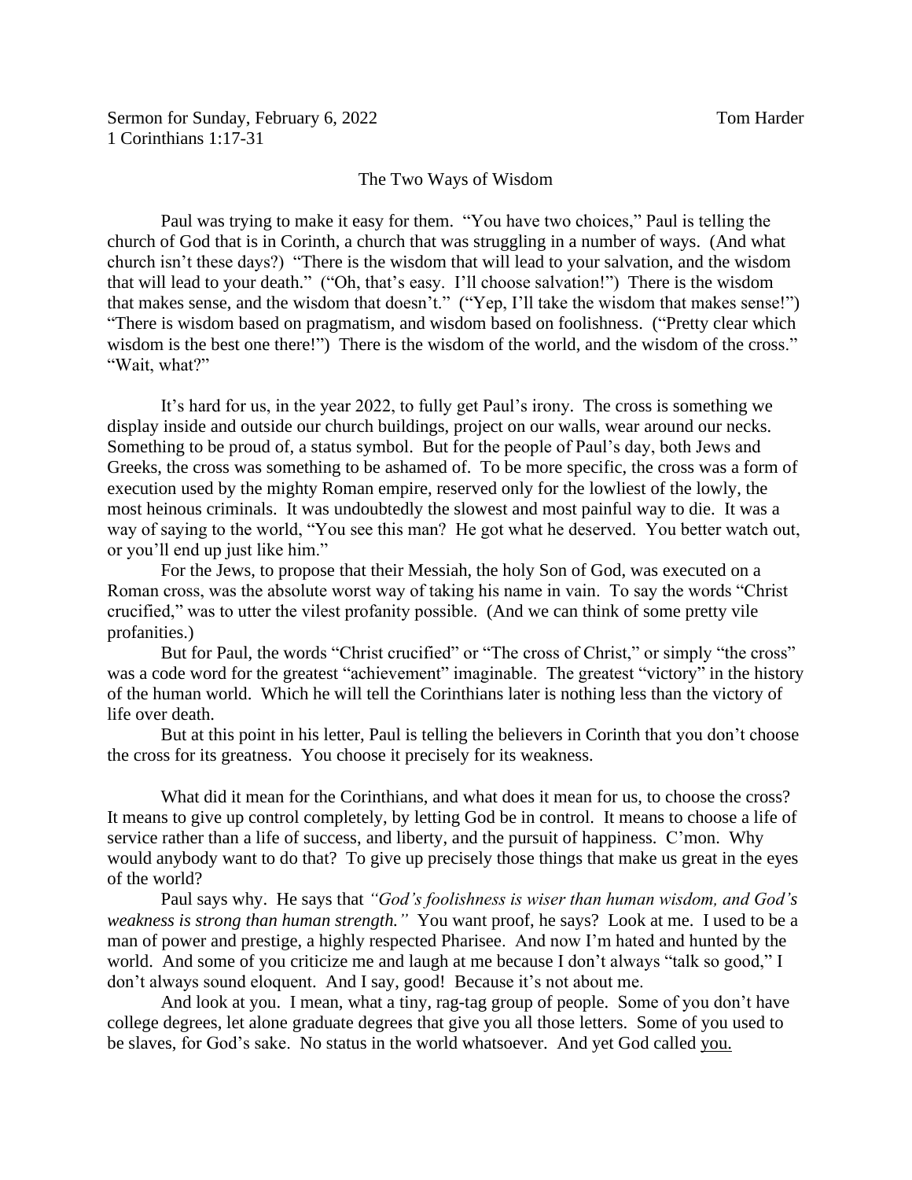Sermon for Sunday, February 6, 2022 Tom Harder
1 Corinthians 1:17-31

# The Two Ways of Wisdom

Paul was trying to make it easy for them. "You have two choices," Paul is telling the church of God that is in Corinth, a church that was struggling in a number of ways. (And what church isn't these days?) "There is the wisdom that will lead to your salvation, and the wisdom that will lead to your death." ("Oh, that's easy. I'll choose salvation!") There is the wisdom that makes sense, and the wisdom that doesn't." ("Yep, I'll take the wisdom that makes sense!") "There is wisdom based on pragmatism, and wisdom based on foolishness. ("Pretty clear which wisdom is the best one there!") There is the wisdom of the world, and the wisdom of the cross." "Wait, what?"

It's hard for us, in the year 2022, to fully get Paul's irony. The cross is something we display inside and outside our church buildings, project on our walls, wear around our necks. Something to be proud of, a status symbol. But for the people of Paul's day, both Jews and Greeks, the cross was something to be ashamed of. To be more specific, the cross was a form of execution used by the mighty Roman empire, reserved only for the lowliest of the lowly, the most heinous criminals. It was undoubtedly the slowest and most painful way to die. It was a way of saying to the world, "You see this man? He got what he deserved. You better watch out, or you'll end up just like him."

For the Jews, to propose that their Messiah, the holy Son of God, was executed on a Roman cross, was the absolute worst way of taking his name in vain. To say the words "Christ crucified," was to utter the vilest profanity possible. (And we can think of some pretty vile profanities.)

But for Paul, the words "Christ crucified" or "The cross of Christ," or simply "the cross" was a code word for the greatest "achievement" imaginable. The greatest "victory" in the history of the human world. Which he will tell the Corinthians later is nothing less than the victory of life over death.

But at this point in his letter, Paul is telling the believers in Corinth that you don't choose the cross for its greatness. You choose it precisely for its weakness.

What did it mean for the Corinthians, and what does it mean for us, to choose the cross? It means to give up control completely, by letting God be in control. It means to choose a life of service rather than a life of success, and liberty, and the pursuit of happiness. C'mon. Why would anybody want to do that? To give up precisely those things that make us great in the eyes of the world?

Paul says why. He says that *"God's foolishness is wiser than human wisdom, and God's weakness is strong than human strength."* You want proof, he says? Look at me. I used to be a man of power and prestige, a highly respected Pharisee. And now I'm hated and hunted by the world. And some of you criticize me and laugh at me because I don't always "talk so good," I don't always sound eloquent. And I say, good! Because it's not about me.

And look at you. I mean, what a tiny, rag-tag group of people. Some of you don't have college degrees, let alone graduate degrees that give you all those letters. Some of you used to be slaves, for God's sake. No status in the world whatsoever. And yet God called <u>you.</u>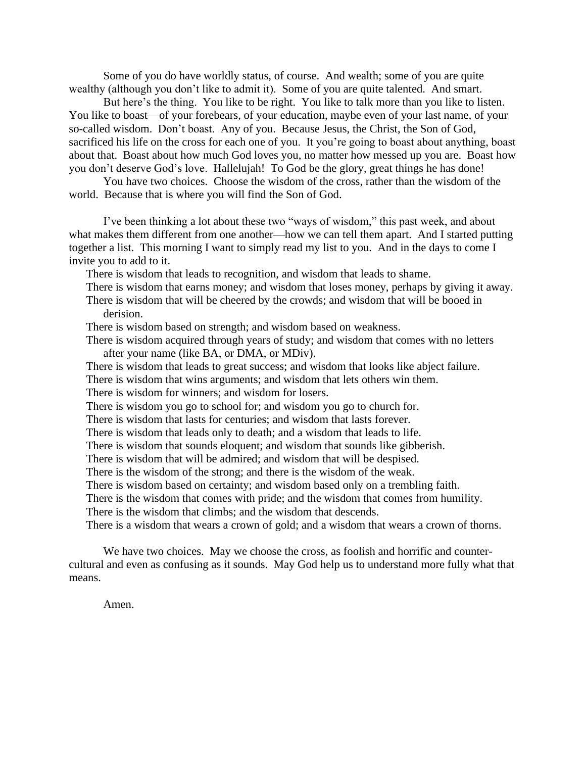Some of you do have worldly status, of course. And wealth; some of you are quite wealthy (although you don't like to admit it). Some of you are quite talented. And smart.

But here's the thing. You like to be right. You like to talk more than you like to listen. You like to boast—of your forebears, of your education, maybe even of your last name, of your so-called wisdom. Don't boast. Any of you. Because Jesus, the Christ, the Son of God, sacrificed his life on the cross for each one of you. It you're going to boast about anything, boast about that. Boast about how much God loves you, no matter how messed up you are. Boast how you don't deserve God's love. Hallelujah! To God be the glory, great things he has done!

You have two choices. Choose the wisdom of the cross, rather than the wisdom of the world. Because that is where you will find the Son of God.

I've been thinking a lot about these two "ways of wisdom," this past week, and about what makes them different from one another—how we can tell them apart. And I started putting together a list. This morning I want to simply read my list to you. And in the days to come I invite you to add to it.

There is wisdom that leads to recognition, and wisdom that leads to shame.
There is wisdom that earns money; and wisdom that loses money, perhaps by giving it away.
There is wisdom that will be cheered by the crowds; and wisdom that will be booed in derision.
There is wisdom based on strength; and wisdom based on weakness.
There is wisdom acquired through years of study; and wisdom that comes with no letters after your name (like BA, or DMA, or MDiv).
There is wisdom that leads to great success; and wisdom that looks like abject failure.
There is wisdom that wins arguments; and wisdom that lets others win them.
There is wisdom for winners; and wisdom for losers.
There is wisdom you go to school for; and wisdom you go to church for.
There is wisdom that lasts for centuries; and wisdom that lasts forever.
There is wisdom that leads only to death; and a wisdom that leads to life.
There is wisdom that sounds eloquent; and wisdom that sounds like gibberish.
There is wisdom that will be admired; and wisdom that will be despised.
There is the wisdom of the strong; and there is the wisdom of the weak.
There is wisdom based on certainty; and wisdom based only on a trembling faith.
There is the wisdom that comes with pride; and the wisdom that comes from humility.
There is the wisdom that climbs; and the wisdom that descends.
There is a wisdom that wears a crown of gold; and a wisdom that wears a crown of thorns.

We have two choices. May we choose the cross, as foolish and horrific and counter-cultural and even as confusing as it sounds. May God help us to understand more fully what that means.

Amen.